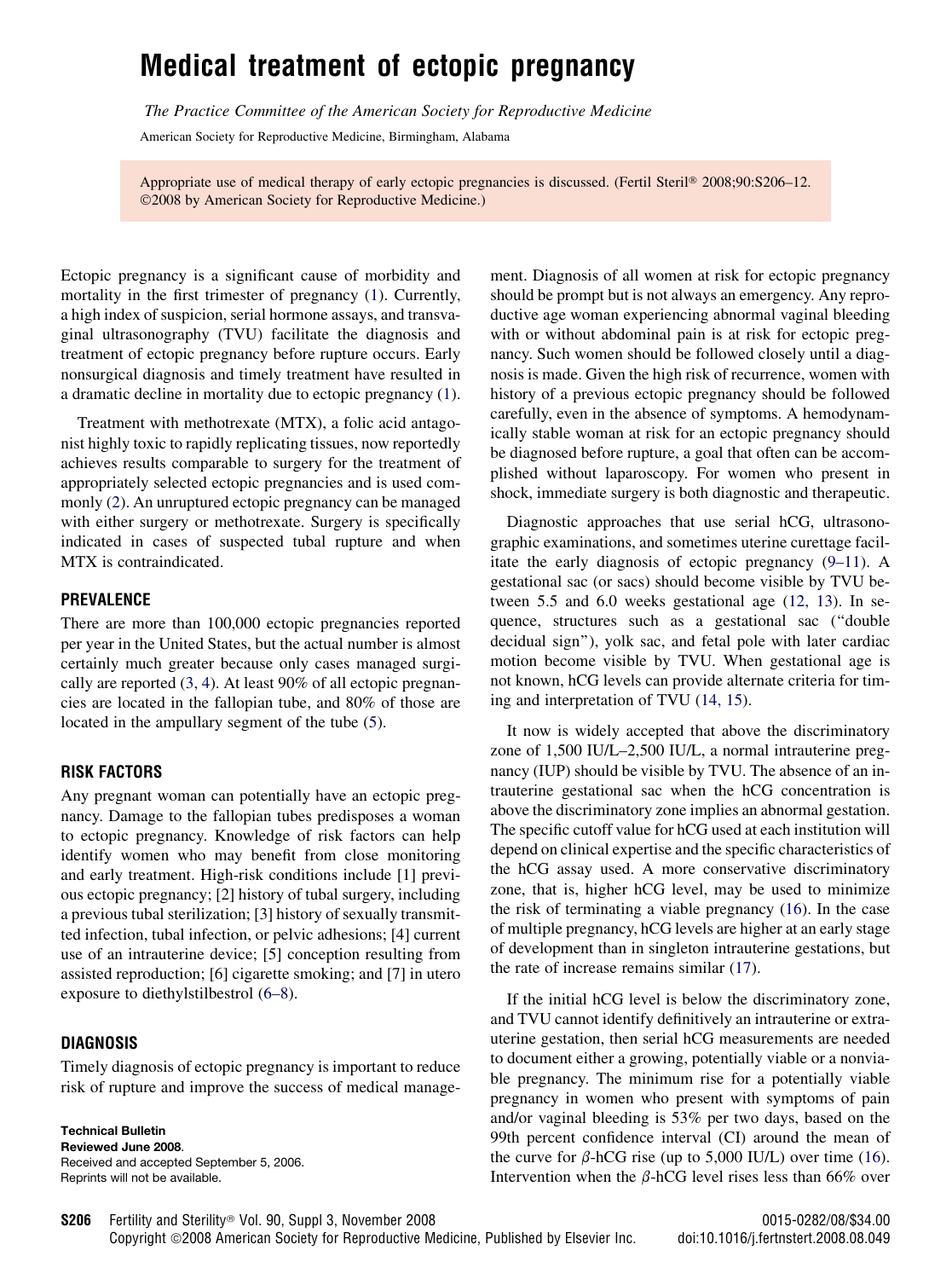# Medical treatment of ectopic pregnancy

*The Practice Committee of the American Society for Reproductive Medicine*

American Society for Reproductive Medicine, Birmingham, Alabama

Appropriate use of medical therapy of early ectopic pregnancies is discussed. (Fertil Steril® 2008;90:S206–12. ©2008 by American Society for Reproductive Medicine.)

Ectopic pregnancy is a significant cause of morbidity and mortality in the first trimester of pregnancy (1). Currently, a high index of suspicion, serial hormone assays, and transvaginal ultrasonography (TVU) facilitate the diagnosis and treatment of ectopic pregnancy before rupture occurs. Early nonsurgical diagnosis and timely treatment have resulted in a dramatic decline in mortality due to ectopic pregnancy (1).

Treatment with methotrexate (MTX), a folic acid antagonist highly toxic to rapidly replicating tissues, now reportedly achieves results comparable to surgery for the treatment of appropriately selected ectopic pregnancies and is used commonly (2). An unruptured ectopic pregnancy can be managed with either surgery or methotrexate. Surgery is specifically indicated in cases of suspected tubal rupture and when MTX is contraindicated.

## PREVALENCE

There are more than 100,000 ectopic pregnancies reported per year in the United States, but the actual number is almost certainly much greater because only cases managed surgically are reported (3, 4). At least 90% of all ectopic pregnancies are located in the fallopian tube, and 80% of those are located in the ampullary segment of the tube (5).

## RISK FACTORS

Any pregnant woman can potentially have an ectopic pregnancy. Damage to the fallopian tubes predisposes a woman to ectopic pregnancy. Knowledge of risk factors can help identify women who may benefit from close monitoring and early treatment. High-risk conditions include [1] previous ectopic pregnancy; [2] history of tubal surgery, including a previous tubal sterilization; [3] history of sexually transmitted infection, tubal infection, or pelvic adhesions; [4] current use of an intrauterine device; [5] conception resulting from assisted reproduction; [6] cigarette smoking; and [7] in utero exposure to diethylstilbestrol (6–8).

## DIAGNOSIS

Timely diagnosis of ectopic pregnancy is important to reduce risk of rupture and improve the success of medical management. Diagnosis of all women at risk for ectopic pregnancy should be prompt but is not always an emergency. Any reproductive age woman experiencing abnormal vaginal bleeding with or without abdominal pain is at risk for ectopic pregnancy. Such women should be followed closely until a diagnosis is made. Given the high risk of recurrence, women with history of a previous ectopic pregnancy should be followed carefully, even in the absence of symptoms. A hemodynamically stable woman at risk for an ectopic pregnancy should be diagnosed before rupture, a goal that often can be accomplished without laparoscopy. For women who present in shock, immediate surgery is both diagnostic and therapeutic.

Diagnostic approaches that use serial hCG, ultrasonographic examinations, and sometimes uterine curettage facilitate the early diagnosis of ectopic pregnancy (9–11). A gestational sac (or sacs) should become visible by TVU between 5.5 and 6.0 weeks gestational age (12, 13). In sequence, structures such as a gestational sac ("double decidual sign"), yolk sac, and fetal pole with later cardiac motion become visible by TVU. When gestational age is not known, hCG levels can provide alternate criteria for timing and interpretation of TVU (14, 15).

It now is widely accepted that above the discriminatory zone of 1,500 IU/L–2,500 IU/L, a normal intrauterine pregnancy (IUP) should be visible by TVU. The absence of an intrauterine gestational sac when the hCG concentration is above the discriminatory zone implies an abnormal gestation. The specific cutoff value for hCG used at each institution will depend on clinical expertise and the specific characteristics of the hCG assay used. A more conservative discriminatory zone, that is, higher hCG level, may be used to minimize the risk of terminating a viable pregnancy (16). In the case of multiple pregnancy, hCG levels are higher at an early stage of development than in singleton intrauterine gestations, but the rate of increase remains similar (17).

If the initial hCG level is below the discriminatory zone, and TVU cannot identify definitively an intrauterine or extrauterine gestation, then serial hCG measurements are needed to document either a growing, potentially viable or a nonviable pregnancy. The minimum rise for a potentially viable pregnancy in women who present with symptoms of pain and/or vaginal bleeding is 53% per two days, based on the 99th percent confidence interval (CI) around the mean of the curve for $\beta$-hCG rise (up to 5,000 IU/L) over time (16). Intervention when the $\beta$-hCG level rises less than 66% over

**Technical Bulletin**
**Reviewed June 2008.**
Received and accepted September 5, 2006.
Reprints will not be available.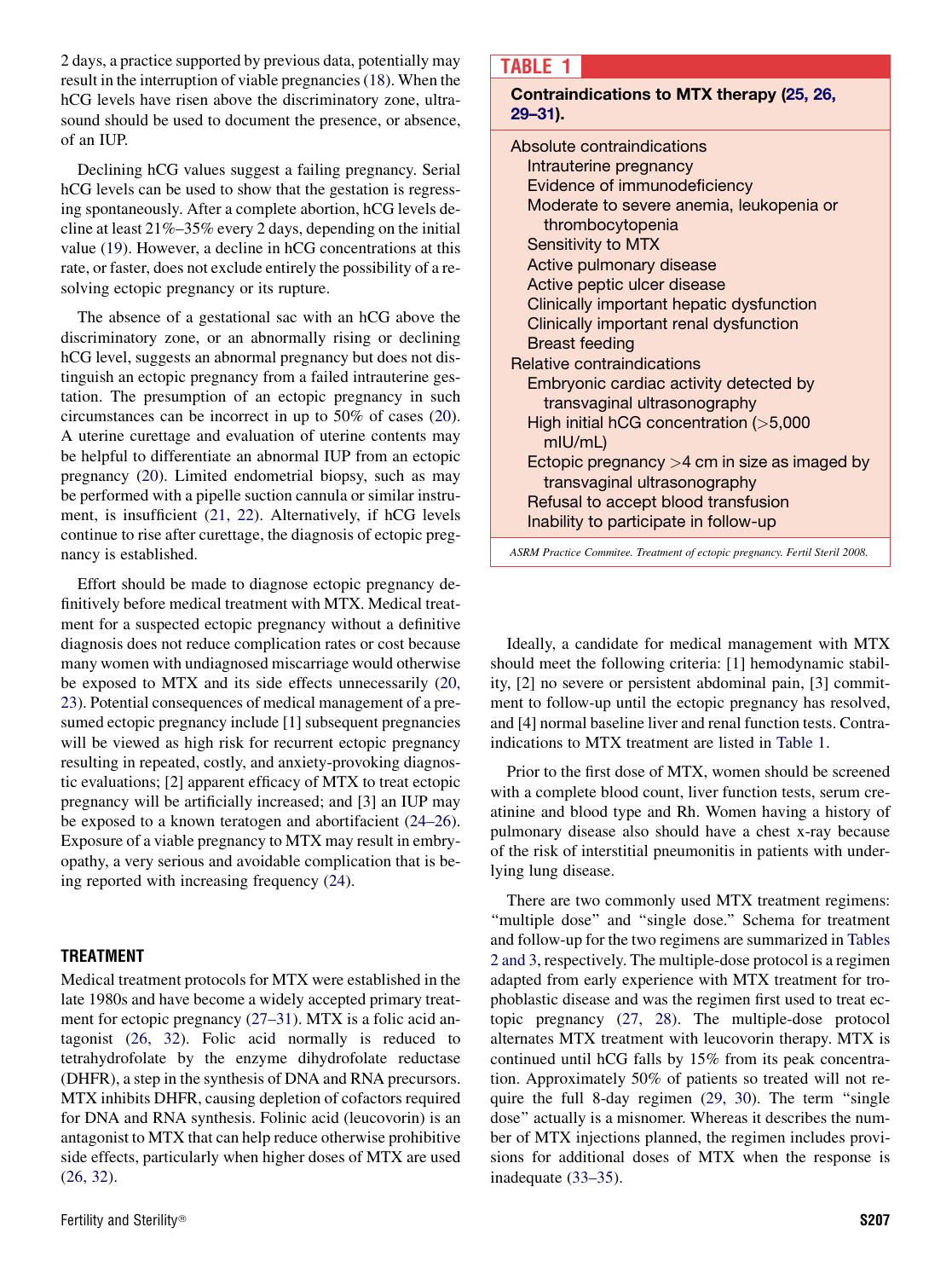2 days, a practice supported by previous data, potentially may result in the interruption of viable pregnancies (18). When the hCG levels have risen above the discriminatory zone, ultrasound should be used to document the presence, or absence, of an IUP.

Declining hCG values suggest a failing pregnancy. Serial hCG levels can be used to show that the gestation is regressing spontaneously. After a complete abortion, hCG levels decline at least 21%–35% every 2 days, depending on the initial value (19). However, a decline in hCG concentrations at this rate, or faster, does not exclude entirely the possibility of a resolving ectopic pregnancy or its rupture.

The absence of a gestational sac with an hCG above the discriminatory zone, or an abnormally rising or declining hCG level, suggests an abnormal pregnancy but does not distinguish an ectopic pregnancy from a failed intrauterine gestation. The presumption of an ectopic pregnancy in such circumstances can be incorrect in up to 50% of cases (20). A uterine curettage and evaluation of uterine contents may be helpful to differentiate an abnormal IUP from an ectopic pregnancy (20). Limited endometrial biopsy, such as may be performed with a pipelle suction cannula or similar instrument, is insufficient (21, 22). Alternatively, if hCG levels continue to rise after curettage, the diagnosis of ectopic pregnancy is established.

Effort should be made to diagnose ectopic pregnancy definitively before medical treatment with MTX. Medical treatment for a suspected ectopic pregnancy without a definitive diagnosis does not reduce complication rates or cost because many women with undiagnosed miscarriage would otherwise be exposed to MTX and its side effects unnecessarily (20, 23). Potential consequences of medical management of a presumed ectopic pregnancy include [1] subsequent pregnancies will be viewed as high risk for recurrent ectopic pregnancy resulting in repeated, costly, and anxiety-provoking diagnostic evaluations; [2] apparent efficacy of MTX to treat ectopic pregnancy will be artificially increased; and [3] an IUP may be exposed to a known teratogen and abortifacient (24–26). Exposure of a viable pregnancy to MTX may result in embryopathy, a very serious and avoidable complication that is being reported with increasing frequency (24).

## TREATMENT

Medical treatment protocols for MTX were established in the late 1980s and have become a widely accepted primary treatment for ectopic pregnancy (27–31). MTX is a folic acid antagonist (26, 32). Folic acid normally is reduced to tetrahydrofolate by the enzyme dihydrofolate reductase (DHFR), a step in the synthesis of DNA and RNA precursors. MTX inhibits DHFR, causing depletion of cofactors required for DNA and RNA synthesis. Folinic acid (leucovorin) is an antagonist to MTX that can help reduce otherwise prohibitive side effects, particularly when higher doses of MTX are used (26, 32).

**TABLE 1**

**Contraindications to MTX therapy (25, 26, 29–31).**

| |
|---|
| Absolute contraindications |
| Intrauterine pregnancy |
| Evidence of immunodeficiency |
| Moderate to severe anemia, leukopenia or thrombocytopenia |
| Sensitivity to MTX |
| Active pulmonary disease |
| Active peptic ulcer disease |
| Clinically important hepatic dysfunction |
| Clinically important renal dysfunction |
| Breast feeding |
| Relative contraindications |
| Embryonic cardiac activity detected by transvaginal ultrasonography |
| High initial hCG concentration (>5,000 mIU/mL) |
| Ectopic pregnancy >4 cm in size as imaged by transvaginal ultrasonography |
| Refusal to accept blood transfusion |
| Inability to participate in follow-up |

*ASRM Practice Commitee. Treatment of ectopic pregnancy. Fertil Steril 2008.*

Ideally, a candidate for medical management with MTX should meet the following criteria: [1] hemodynamic stability, [2] no severe or persistent abdominal pain, [3] commitment to follow-up until the ectopic pregnancy has resolved, and [4] normal baseline liver and renal function tests. Contraindications to MTX treatment are listed in Table 1.

Prior to the first dose of MTX, women should be screened with a complete blood count, liver function tests, serum creatinine and blood type and Rh. Women having a history of pulmonary disease also should have a chest x-ray because of the risk of interstitial pneumonitis in patients with underlying lung disease.

There are two commonly used MTX treatment regimens: "multiple dose" and "single dose." Schema for treatment and follow-up for the two regimens are summarized in Tables 2 and 3, respectively. The multiple-dose protocol is a regimen adapted from early experience with MTX treatment for trophoblastic disease and was the regimen first used to treat ectopic pregnancy (27, 28). The multiple-dose protocol alternates MTX treatment with leucovorin therapy. MTX is continued until hCG falls by 15% from its peak concentration. Approximately 50% of patients so treated will not require the full 8-day regimen (29, 30). The term "single dose" actually is a misnomer. Whereas it describes the number of MTX injections planned, the regimen includes provisions for additional doses of MTX when the response is inadequate (33–35).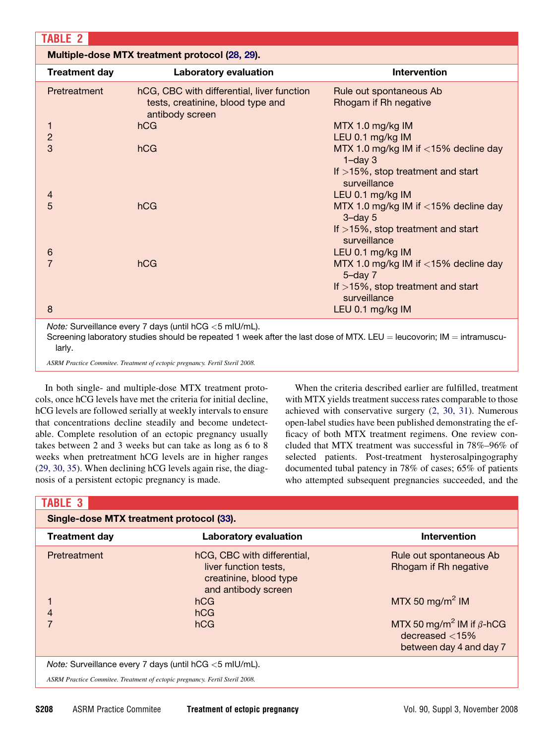**TABLE 2**

**Multiple-dose MTX treatment protocol (28, 29).**

| Treatment day | Laboratory evaluation | Intervention |
| --- | --- | --- |
| Pretreatment | hCG, CBC with differential, liver function tests, creatinine, blood type and antibody screen | Rule out spontaneous Ab<br>Rhogam if Rh negative |
| 1 | hCG | MTX 1.0 mg/kg IM |
| 2 | | LEU 0.1 mg/kg IM |
| 3 | hCG | MTX 1.0 mg/kg IM if <15% decline day 1–day 3<br>If >15%, stop treatment and start surveillance |
| 4 | | LEU 0.1 mg/kg IM |
| 5 | hCG | MTX 1.0 mg/kg IM if <15% decline day 3–day 5<br>If >15%, stop treatment and start surveillance |
| 6 | | LEU 0.1 mg/kg IM |
| 7 | hCG | MTX 1.0 mg/kg IM if <15% decline day 5–day 7<br>If >15%, stop treatment and start surveillance |
| 8 | | LEU 0.1 mg/kg IM |

*Note:* Surveillance every 7 days (until hCG <5 mIU/mL).
Screening laboratory studies should be repeated 1 week after the last dose of MTX. LEU = leucovorin; IM = intramuscularly.

*ASRM Practice Commitee. Treatment of ectopic pregnancy. Fertil Steril 2008.*

In both single- and multiple-dose MTX treatment protocols, once hCG levels have met the criteria for initial decline, hCG levels are followed serially at weekly intervals to ensure that concentrations decline steadily and become undetectable. Complete resolution of an ectopic pregnancy usually takes between 2 and 3 weeks but can take as long as 6 to 8 weeks when pretreatment hCG levels are in higher ranges (29, 30, 35). When declining hCG levels again rise, the diagnosis of a persistent ectopic pregnancy is made.

When the criteria described earlier are fulfilled, treatment with MTX yields treatment success rates comparable to those achieved with conservative surgery (2, 30, 31). Numerous open-label studies have been published demonstrating the efficacy of both MTX treatment regimens. One review concluded that MTX treatment was successful in 78%–96% of selected patients. Post-treatment hysterosalpingography documented tubal patency in 78% of cases; 65% of patients who attempted subsequent pregnancies succeeded, and the

**TABLE 3**

**Single-dose MTX treatment protocol (33).**

| Treatment day | Laboratory evaluation | Intervention |
| --- | --- | --- |
| Pretreatment | hCG, CBC with differential, liver function tests, creatinine, blood type and antibody screen | Rule out spontaneous Ab<br>Rhogam if Rh negative |
| 1 | hCG | MTX 50 mg/m$^2$ IM |
| 4 | hCG | |
| 7 | hCG | MTX 50 mg/m$^2$ IM if $\beta$-hCG decreased <15% between day 4 and day 7 |

*Note:* Surveillance every 7 days (until hCG <5 mIU/mL).

*ASRM Practice Commitee. Treatment of ectopic pregnancy. Fertil Steril 2008.*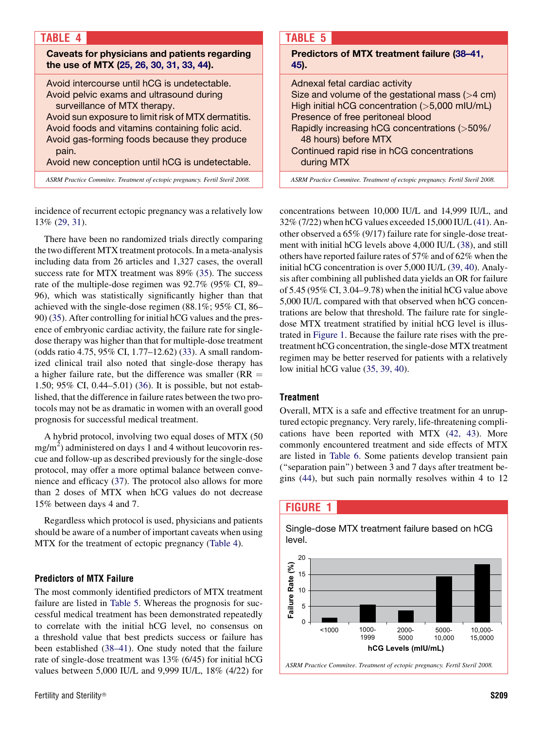**TABLE 4**

**Caveats for physicians and patients regarding the use of MTX (25, 26, 30, 31, 33, 44).**

Avoid intercourse until hCG is undetectable.
Avoid pelvic exams and ultrasound during surveillance of MTX therapy.
Avoid sun exposure to limit risk of MTX dermatitis.
Avoid foods and vitamins containing folic acid.
Avoid gas-forming foods because they produce pain.
Avoid new conception until hCG is undetectable.

*ASRM Practice Commitee. Treatment of ectopic pregnancy. Fertil Steril 2008.*

**TABLE 5**

**Predictors of MTX treatment failure (38–41, 45).**

Adnexal fetal cardiac activity
Size and volume of the gestational mass (>4 cm)
High initial hCG concentration (>5,000 mIU/mL)
Presence of free peritoneal blood
Rapidly increasing hCG concentrations (>50%/48 hours) before MTX
Continued rapid rise in hCG concentrations during MTX

*ASRM Practice Commitee. Treatment of ectopic pregnancy. Fertil Steril 2008.*

incidence of recurrent ectopic pregnancy was a relatively low 13% (29, 31).

There have been no randomized trials directly comparing the two different MTX treatment protocols. In a meta-analysis including data from 26 articles and 1,327 cases, the overall success rate for MTX treatment was 89% (35). The success rate of the multiple-dose regimen was 92.7% (95% CI, 89–96), which was statistically significantly higher than that achieved with the single-dose regimen (88.1%; 95% CI, 86–90) (35). After controlling for initial hCG values and the presence of embryonic cardiac activity, the failure rate for single-dose therapy was higher than that for multiple-dose treatment (odds ratio 4.75, 95% CI, 1.77–12.62) (33). A small randomized clinical trail also noted that single-dose therapy has a higher failure rate, but the difference was smaller (RR = 1.50; 95% CI, 0.44–5.01) (36). It is possible, but not established, that the difference in failure rates between the two protocols may not be as dramatic in women with an overall good prognosis for successful medical treatment.

A hybrid protocol, involving two equal doses of MTX (50 $mg/m^2$) administered on days 1 and 4 without leucovorin rescue and follow-up as described previously for the single-dose protocol, may offer a more optimal balance between convenience and efficacy (37). The protocol also allows for more than 2 doses of MTX when hCG values do not decrease 15% between days 4 and 7.

Regardless which protocol is used, physicians and patients should be aware of a number of important caveats when using MTX for the treatment of ectopic pregnancy (Table 4).

### Predictors of MTX Failure

The most commonly identified predictors of MTX treatment failure are listed in Table 5. Whereas the prognosis for successful medical treatment has been demonstrated repeatedly to correlate with the initial hCG level, no consensus on a threshold value that best predicts success or failure has been established (38–41). One study noted that the failure rate of single-dose treatment was 13% (6/45) for initial hCG values between 5,000 IU/L and 9,999 IU/L, 18% (4/22) for concentrations between 10,000 IU/L and 14,999 IU/L, and 32% (7/22) when hCG values exceeded 15,000 IU/L (41). Another observed a 65% (9/17) failure rate for single-dose treatment with initial hCG levels above 4,000 IU/L (38), and still others have reported failure rates of 57% and of 62% when the initial hCG concentration is over 5,000 IU/L (39, 40). Analysis after combining all published data yields an OR for failure of 5.45 (95% CI, 3.04–9.78) when the initial hCG value above 5,000 IU/L compared with that observed when hCG concentrations are below that threshold. The failure rate for single-dose MTX treatment stratified by initial hCG level is illustrated in Figure 1. Because the failure rate rises with the pretreatment hCG concentration, the single-dose MTX treatment regimen may be better reserved for patients with a relatively low initial hCG value (35, 39, 40).

### Treatment

Overall, MTX is a safe and effective treatment for an unruptured ectopic pregnancy. Very rarely, life-threatening complications have been reported with MTX (42, 43). More commonly encountered treatment and side effects of MTX are listed in Table 6. Some patients develop transient pain ("separation pain") between 3 and 7 days after treatment begins (44), but such pain normally resolves within 4 to 12

**FIGURE 1**

Single-dose MTX treatment failure based on hCG level.

*ASRM Practice Commitee. Treatment of ectopic pregnancy. Fertil Steril 2008.*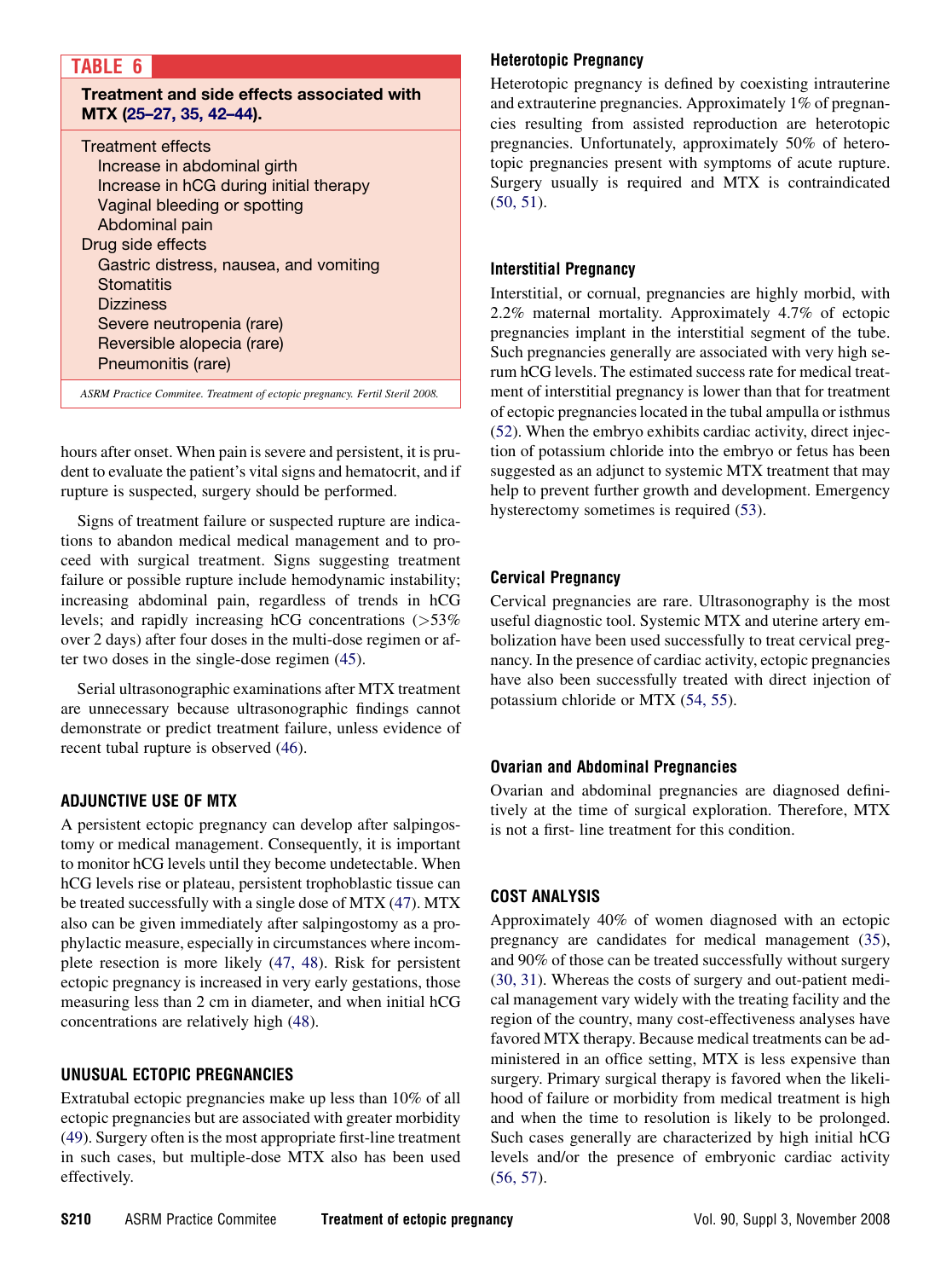**TABLE 6**

**Treatment and side effects associated with MTX (25–27, 35, 42–44).**

| |
|---|
| Treatment effects |
| Increase in abdominal girth |
| Increase in hCG during initial therapy |
| Vaginal bleeding or spotting |
| Abdominal pain |
| Drug side effects |
| Gastric distress, nausea, and vomiting |
| Stomatitis |
| Dizziness |
| Severe neutropenia (rare) |
| Reversible alopecia (rare) |
| Pneumonitis (rare) |

*ASRM Practice Commitee. Treatment of ectopic pregnancy. Fertil Steril 2008.*

hours after onset. When pain is severe and persistent, it is prudent to evaluate the patient's vital signs and hematocrit, and if rupture is suspected, surgery should be performed.

Signs of treatment failure or suspected rupture are indications to abandon medical medical management and to proceed with surgical treatment. Signs suggesting treatment failure or possible rupture include hemodynamic instability; increasing abdominal pain, regardless of trends in hCG levels; and rapidly increasing hCG concentrations (>53% over 2 days) after four doses in the multi-dose regimen or after two doses in the single-dose regimen (45).

Serial ultrasonographic examinations after MTX treatment are unnecessary because ultrasonographic findings cannot demonstrate or predict treatment failure, unless evidence of recent tubal rupture is observed (46).

## ADJUNCTIVE USE OF MTX

A persistent ectopic pregnancy can develop after salpingostomy or medical management. Consequently, it is important to monitor hCG levels until they become undetectable. When hCG levels rise or plateau, persistent trophoblastic tissue can be treated successfully with a single dose of MTX (47). MTX also can be given immediately after salpingostomy as a prophylactic measure, especially in circumstances where incomplete resection is more likely (47, 48). Risk for persistent ectopic pregnancy is increased in very early gestations, those measuring less than 2 cm in diameter, and when initial hCG concentrations are relatively high (48).

## UNUSUAL ECTOPIC PREGNANCIES

Extratubal ectopic pregnancies make up less than 10% of all ectopic pregnancies but are associated with greater morbidity (49). Surgery often is the most appropriate first-line treatment in such cases, but multiple-dose MTX also has been used effectively.

### Heterotopic Pregnancy

Heterotopic pregnancy is defined by coexisting intrauterine and extrauterine pregnancies. Approximately 1% of pregnancies resulting from assisted reproduction are heterotopic pregnancies. Unfortunately, approximately 50% of heterotopic pregnancies present with symptoms of acute rupture. Surgery usually is required and MTX is contraindicated (50, 51).

### Interstitial Pregnancy

Interstitial, or cornual, pregnancies are highly morbid, with 2.2% maternal mortality. Approximately 4.7% of ectopic pregnancies implant in the interstitial segment of the tube. Such pregnancies generally are associated with very high serum hCG levels. The estimated success rate for medical treatment of interstitial pregnancy is lower than that for treatment of ectopic pregnancies located in the tubal ampulla or isthmus (52). When the embryo exhibits cardiac activity, direct injection of potassium chloride into the embryo or fetus has been suggested as an adjunct to systemic MTX treatment that may help to prevent further growth and development. Emergency hysterectomy sometimes is required (53).

### Cervical Pregnancy

Cervical pregnancies are rare. Ultrasonography is the most useful diagnostic tool. Systemic MTX and uterine artery embolization have been used successfully to treat cervical pregnancy. In the presence of cardiac activity, ectopic pregnancies have also been successfully treated with direct injection of potassium chloride or MTX (54, 55).

### Ovarian and Abdominal Pregnancies

Ovarian and abdominal pregnancies are diagnosed definitively at the time of surgical exploration. Therefore, MTX is not a first- line treatment for this condition.

## COST ANALYSIS

Approximately 40% of women diagnosed with an ectopic pregnancy are candidates for medical management (35), and 90% of those can be treated successfully without surgery (30, 31). Whereas the costs of surgery and out-patient medical management vary widely with the treating facility and the region of the country, many cost-effectiveness analyses have favored MTX therapy. Because medical treatments can be administered in an office setting, MTX is less expensive than surgery. Primary surgical therapy is favored when the likelihood of failure or morbidity from medical treatment is high and when the time to resolution is likely to be prolonged. Such cases generally are characterized by high initial hCG levels and/or the presence of embryonic cardiac activity (56, 57).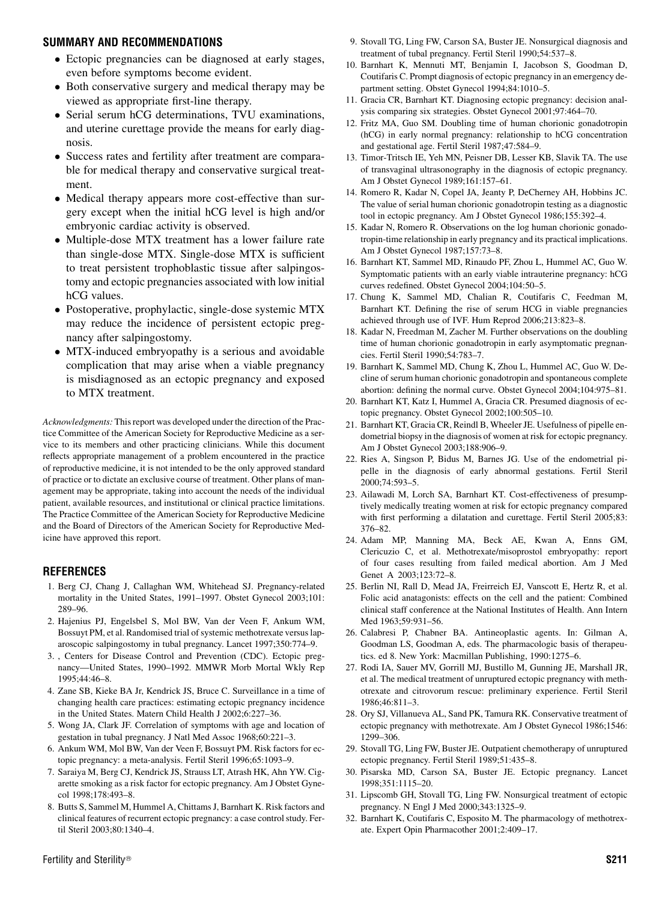## SUMMARY AND RECOMMENDATIONS

- Ectopic pregnancies can be diagnosed at early stages, even before symptoms become evident.
- Both conservative surgery and medical therapy may be viewed as appropriate first-line therapy.
- Serial serum hCG determinations, TVU examinations, and uterine curettage provide the means for early diagnosis.
- Success rates and fertility after treatment are comparable for medical therapy and conservative surgical treatment.
- Medical therapy appears more cost-effective than surgery except when the initial hCG level is high and/or embryonic cardiac activity is observed.
- Multiple-dose MTX treatment has a lower failure rate than single-dose MTX. Single-dose MTX is sufficient to treat persistent trophoblastic tissue after salpingostomy and ectopic pregnancies associated with low initial hCG values.
- Postoperative, prophylactic, single-dose systemic MTX may reduce the incidence of persistent ectopic pregnancy after salpingostomy.
- MTX-induced embryopathy is a serious and avoidable complication that may arise when a viable pregnancy is misdiagnosed as an ectopic pregnancy and exposed to MTX treatment.

*Acknowledgments:* This report was developed under the direction of the Practice Committee of the American Society for Reproductive Medicine as a service to its members and other practicing clinicians. While this document reflects appropriate management of a problem encountered in the practice of reproductive medicine, it is not intended to be the only approved standard of practice or to dictate an exclusive course of treatment. Other plans of management may be appropriate, taking into account the needs of the individual patient, available resources, and institutional or clinical practice limitations. The Practice Committee of the American Society for Reproductive Medicine and the Board of Directors of the American Society for Reproductive Medicine have approved this report.

## REFERENCES

1. Berg CJ, Chang J, Callaghan WM, Whitehead SJ. Pregnancy-related mortality in the United States, 1991–1997. Obstet Gynecol 2003;101:289–96.
2. Hajenius PJ, Engelsbel S, Mol BW, Van der Veen F, Ankum WM, Bossuyt PM, et al. Randomised trial of systemic methotrexate versus laparoscopic salpingostomy in tubal pregnancy. Lancet 1997;350:774–9.
3. , Centers for Disease Control and Prevention (CDC). Ectopic pregnancy—United States, 1990–1992. MMWR Morb Mortal Wkly Rep 1995;44:46–8.
4. Zane SB, Kieke BA Jr, Kendrick JS, Bruce C. Surveillance in a time of changing health care practices: estimating ectopic pregnancy incidence in the United States. Matern Child Health J 2002;6:227–36.
5. Wong JA, Clark JF. Correlation of symptoms with age and location of gestation in tubal pregnancy. J Natl Med Assoc 1968;60:221–3.
6. Ankum WM, Mol BW, Van der Veen F, Bossuyt PM. Risk factors for ectopic pregnancy: a meta-analysis. Fertil Steril 1996;65:1093–9.
7. Saraiya M, Berg CJ, Kendrick JS, Strauss LT, Atrash HK, Ahn YW. Cigarette smoking as a risk factor for ectopic pregnancy. Am J Obstet Gynecol 1998;178:493–8.
8. Butts S, Sammel M, Hummel A, Chittams J, Barnhart K. Risk factors and clinical features of recurrent ectopic pregnancy: a case control study. Fertil Steril 2003;80:1340–4.
9. Stovall TG, Ling FW, Carson SA, Buster JE. Nonsurgical diagnosis and treatment of tubal pregnancy. Fertil Steril 1990;54:537–8.
10. Barnhart K, Mennuti MT, Benjamin I, Jacobson S, Goodman D, Coutifaris C. Prompt diagnosis of ectopic pregnancy in an emergency department setting. Obstet Gynecol 1994;84:1010–5.
11. Gracia CR, Barnhart KT. Diagnosing ectopic pregnancy: decision analysis comparing six strategies. Obstet Gynecol 2001;97:464–70.
12. Fritz MA, Guo SM. Doubling time of human chorionic gonadotropin (hCG) in early normal pregnancy: relationship to hCG concentration and gestational age. Fertil Steril 1987;47:584–9.
13. Timor-Tritsch IE, Yeh MN, Peisner DB, Lesser KB, Slavik TA. The use of transvaginal ultrasonography in the diagnosis of ectopic pregnancy. Am J Obstet Gynecol 1989;161:157–61.
14. Romero R, Kadar N, Copel JA, Jeanty P, DeCherney AH, Hobbins JC. The value of serial human chorionic gonadotropin testing as a diagnostic tool in ectopic pregnancy. Am J Obstet Gynecol 1986;155:392–4.
15. Kadar N, Romero R. Observations on the log human chorionic gonadotropin-time relationship in early pregnancy and its practical implications. Am J Obstet Gynecol 1987;157:73–8.
16. Barnhart KT, Sammel MD, Rinaudo PF, Zhou L, Hummel AC, Guo W. Symptomatic patients with an early viable intrauterine pregnancy: hCG curves redefined. Obstet Gynecol 2004;104:50–5.
17. Chung K, Sammel MD, Chalian R, Coutifaris C, Feedman M, Barnhart KT. Defining the rise of serum HCG in viable pregnancies achieved through use of IVF. Hum Reprod 2006;213:823–8.
18. Kadar N, Freedman M, Zacher M. Further observations on the doubling time of human chorionic gonadotropin in early asymptomatic pregnancies. Fertil Steril 1990;54:783–7.
19. Barnhart K, Sammel MD, Chung K, Zhou L, Hummel AC, Guo W. Decline of serum human chorionic gonadotropin and spontaneous complete abortion: defining the normal curve. Obstet Gynecol 2004;104:975–81.
20. Barnhart KT, Katz I, Hummel A, Gracia CR. Presumed diagnosis of ectopic pregnancy. Obstet Gynecol 2002;100:505–10.
21. Barnhart KT, Gracia CR, Reindl B, Wheeler JE. Usefulness of pipelle endometrial biopsy in the diagnosis of women at risk for ectopic pregnancy. Am J Obstet Gynecol 2003;188:906–9.
22. Ries A, Singson P, Bidus M, Barnes JG. Use of the endometrial pipelle in the diagnosis of early abnormal gestations. Fertil Steril 2000;74:593–5.
23. Ailawadi M, Lorch SA, Barnhart KT. Cost-effectiveness of presumptively medically treating women at risk for ectopic pregnancy compared with first performing a dilatation and curettage. Fertil Steril 2005;83:376–82.
24. Adam MP, Manning MA, Beck AE, Kwan A, Enns GM, Clericuzio C, et al. Methotrexate/misoprostol embryopathy: report of four cases resulting from failed medical abortion. Am J Med Genet A 2003;123:72–8.
25. Berlin NI, Rall D, Mead JA, Freirreich EJ, Vanscott E, Hertz R, et al. Folic acid anatagonists: effects on the cell and the patient: Combined clinical staff conference at the National Institutes of Health. Ann Intern Med 1963;59:931–56.
26. Calabresi P, Chabner BA. Antineoplastic agents. In: Gilman A, Goodman LS, Goodman A, eds. The pharmacologic basis of therapeutics. ed 8. New York: Macmillan Publishing, 1990:1275–6.
27. Rodi IA, Sauer MV, Gorrill MJ, Bustillo M, Gunning JE, Marshall JR, et al. The medical treatment of unruptured ectopic pregnancy with methotrexate and citrovorum rescue: preliminary experience. Fertil Steril 1986;46:811–3.
28. Ory SJ, Villanueva AL, Sand PK, Tamura RK. Conservative treatment of ectopic pregnancy with methotrexate. Am J Obstet Gynecol 1986;1546:1299–306.
29. Stovall TG, Ling FW, Buster JE. Outpatient chemotherapy of unruptured ectopic pregnancy. Fertil Steril 1989;51:435–8.
30. Pisarska MD, Carson SA, Buster JE. Ectopic pregnancy. Lancet 1998;351:1115–20.
31. Lipscomb GH, Stovall TG, Ling FW. Nonsurgical treatment of ectopic pregnancy. N Engl J Med 2000;343:1325–9.
32. Barnhart K, Coutifaris C, Esposito M. The pharmacology of methotrexate. Expert Opin Pharmacother 2001;2:409–17.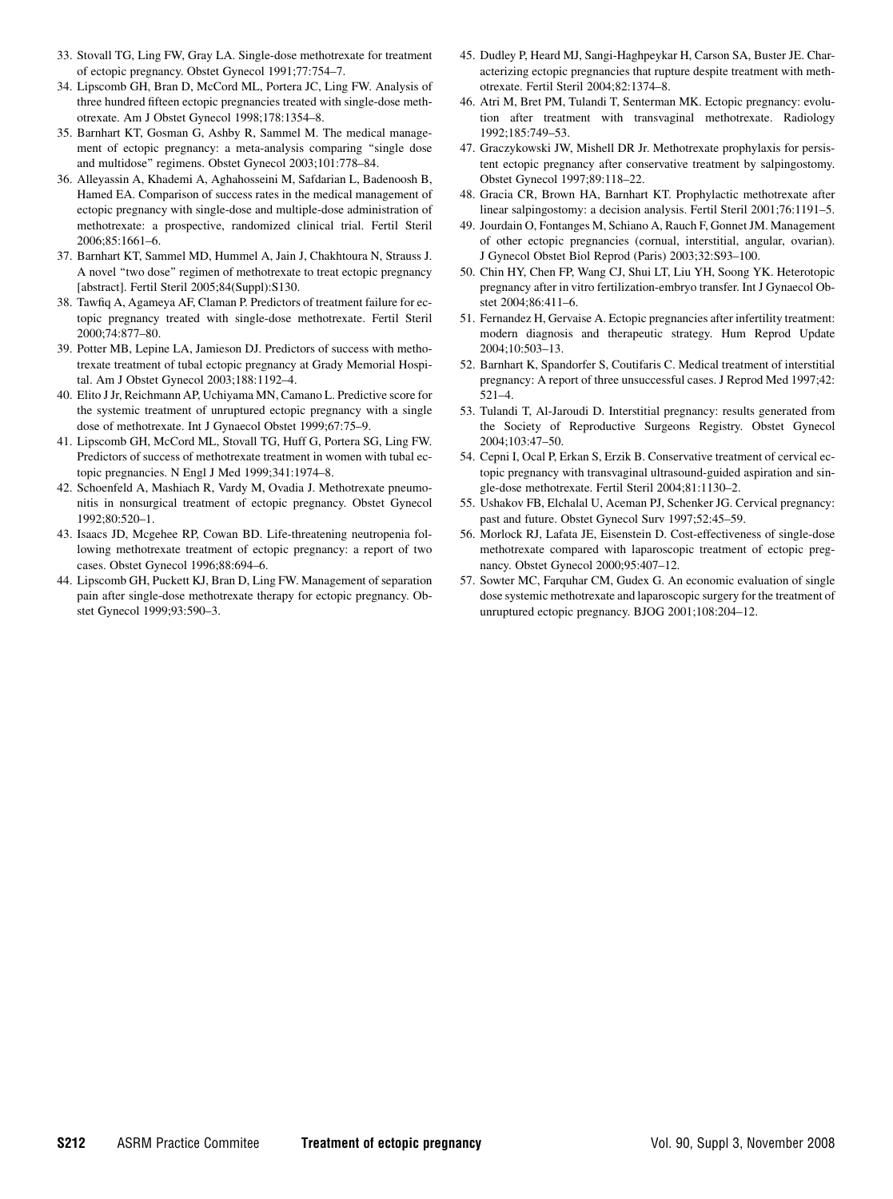33. Stovall TG, Ling FW, Gray LA. Single-dose methotrexate for treatment of ectopic pregnancy. Obstet Gynecol 1991;77:754–7.
34. Lipscomb GH, Bran D, McCord ML, Portera JC, Ling FW. Analysis of three hundred fifteen ectopic pregnancies treated with single-dose methotrexate. Am J Obstet Gynecol 1998;178:1354–8.
35. Barnhart KT, Gosman G, Ashby R, Sammel M. The medical management of ectopic pregnancy: a meta-analysis comparing "single dose and multidose" regimens. Obstet Gynecol 2003;101:778–84.
36. Alleyassin A, Khademi A, Aghahosseini M, Safdarian L, Badenoosh B, Hamed EA. Comparison of success rates in the medical management of ectopic pregnancy with single-dose and multiple-dose administration of methotrexate: a prospective, randomized clinical trial. Fertil Steril 2006;85:1661–6.
37. Barnhart KT, Sammel MD, Hummel A, Jain J, Chakhtoura N, Strauss J. A novel "two dose" regimen of methotrexate to treat ectopic pregnancy [abstract]. Fertil Steril 2005;84(Suppl):S130.
38. Tawfiq A, Agameya AF, Claman P. Predictors of treatment failure for ectopic pregnancy treated with single-dose methotrexate. Fertil Steril 2000;74:877–80.
39. Potter MB, Lepine LA, Jamieson DJ. Predictors of success with methotrexate treatment of tubal ectopic pregnancy at Grady Memorial Hospital. Am J Obstet Gynecol 2003;188:1192–4.
40. Elito J Jr, Reichmann AP, Uchiyama MN, Camano L. Predictive score for the systemic treatment of unruptured ectopic pregnancy with a single dose of methotrexate. Int J Gynaecol Obstet 1999;67:75–9.
41. Lipscomb GH, McCord ML, Stovall TG, Huff G, Portera SG, Ling FW. Predictors of success of methotrexate treatment in women with tubal ectopic pregnancies. N Engl J Med 1999;341:1974–8.
42. Schoenfeld A, Mashiach R, Vardy M, Ovadia J. Methotrexate pneumonitis in nonsurgical treatment of ectopic pregnancy. Obstet Gynecol 1992;80:520–1.
43. Isaacs JD, Mcgehee RP, Cowan BD. Life-threatening neutropenia following methotrexate treatment of ectopic pregnancy: a report of two cases. Obstet Gynecol 1996;88:694–6.
44. Lipscomb GH, Puckett KJ, Bran D, Ling FW. Management of separation pain after single-dose methotrexate therapy for ectopic pregnancy. Obstet Gynecol 1999;93:590–3.
45. Dudley P, Heard MJ, Sangi-Haghpeykar H, Carson SA, Buster JE. Characterizing ectopic pregnancies that rupture despite treatment with methotrexate. Fertil Steril 2004;82:1374–8.
46. Atri M, Bret PM, Tulandi T, Senterman MK. Ectopic pregnancy: evolution after treatment with transvaginal methotrexate. Radiology 1992;185:749–53.
47. Graczykowski JW, Mishell DR Jr. Methotrexate prophylaxis for persistent ectopic pregnancy after conservative treatment by salpingostomy. Obstet Gynecol 1997;89:118–22.
48. Gracia CR, Brown HA, Barnhart KT. Prophylactic methotrexate after linear salpingostomy: a decision analysis. Fertil Steril 2001;76:1191–5.
49. Jourdain O, Fontanges M, Schiano A, Rauch F, Gonnet JM. Management of other ectopic pregnancies (cornual, interstitial, angular, ovarian). J Gynecol Obstet Biol Reprod (Paris) 2003;32:S93–100.
50. Chin HY, Chen FP, Wang CJ, Shui LT, Liu YH, Soong YK. Heterotopic pregnancy after in vitro fertilization-embryo transfer. Int J Gynaecol Obstet 2004;86:411–6.
51. Fernandez H, Gervaise A. Ectopic pregnancies after infertility treatment: modern diagnosis and therapeutic strategy. Hum Reprod Update 2004;10:503–13.
52. Barnhart K, Spandorfer S, Coutifaris C. Medical treatment of interstitial pregnancy: A report of three unsuccessful cases. J Reprod Med 1997;42: 521–4.
53. Tulandi T, Al-Jaroudi D. Interstitial pregnancy: results generated from the Society of Reproductive Surgeons Registry. Obstet Gynecol 2004;103:47–50.
54. Cepni I, Ocal P, Erkan S, Erzik B. Conservative treatment of cervical ectopic pregnancy with transvaginal ultrasound-guided aspiration and single-dose methotrexate. Fertil Steril 2004;81:1130–2.
55. Ushakov FB, Elchalal U, Aceman PJ, Schenker JG. Cervical pregnancy: past and future. Obstet Gynecol Surv 1997;52:45–59.
56. Morlock RJ, Lafata JE, Eisenstein D. Cost-effectiveness of single-dose methotrexate compared with laparoscopic treatment of ectopic pregnancy. Obstet Gynecol 2000;95:407–12.
57. Sowter MC, Farquhar CM, Gudex G. An economic evaluation of single dose systemic methotrexate and laparoscopic surgery for the treatment of unruptured ectopic pregnancy. BJOG 2001;108:204–12.